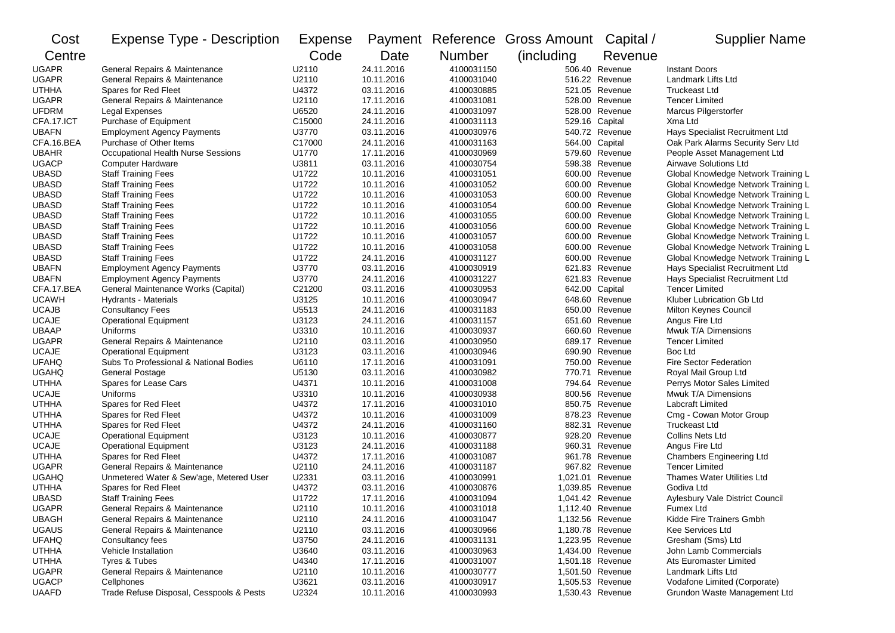| Cost Centre | Expense Type - Description | Expense Code | Payment Date | Reference Number | Gross Amount (including | Capital / Revenue | Supplier Name |
|---|---|---|---|---|---|---|---|
| UGAPR | General Repairs & Maintenance | U2110 | 24.11.2016 | 4100031150 | 506.40 | Revenue | Instant Doors |
| UGAPR | General Repairs & Maintenance | U2110 | 10.11.2016 | 4100031040 | 516.22 | Revenue | Landmark Lifts Ltd |
| UTHHA | Spares for Red Fleet | U4372 | 03.11.2016 | 4100030885 | 521.05 | Revenue | Truckeast Ltd |
| UGAPR | General Repairs & Maintenance | U2110 | 17.11.2016 | 4100031081 | 528.00 | Revenue | Tencer Limited |
| UFDRM | Legal Expenses | U6520 | 24.11.2016 | 4100031097 | 528.00 | Revenue | Marcus Pilgerstorfer |
| CFA.17.ICT | Purchase of Equipment | C15000 | 24.11.2016 | 4100031113 | 529.16 | Capital | Xma Ltd |
| UBAFN | Employment Agency Payments | U3770 | 03.11.2016 | 4100030976 | 540.72 | Revenue | Hays Specialist Recruitment Ltd |
| CFA.16.BEA | Purchase of Other Items | C17000 | 24.11.2016 | 4100031163 | 564.00 | Capital | Oak Park Alarms Security Serv Ltd |
| UBAHR | Occupational Health Nurse Sessions | U1770 | 17.11.2016 | 4100030969 | 579.60 | Revenue | People Asset Management Ltd |
| UGACP | Computer Hardware | U3811 | 03.11.2016 | 4100030754 | 598.38 | Revenue | Airwave Solutions Ltd |
| UBASD | Staff Training Fees | U1722 | 10.11.2016 | 4100031051 | 600.00 | Revenue | Global Knowledge Network Training L |
| UBASD | Staff Training Fees | U1722 | 10.11.2016 | 4100031052 | 600.00 | Revenue | Global Knowledge Network Training L |
| UBASD | Staff Training Fees | U1722 | 10.11.2016 | 4100031053 | 600.00 | Revenue | Global Knowledge Network Training L |
| UBASD | Staff Training Fees | U1722 | 10.11.2016 | 4100031054 | 600.00 | Revenue | Global Knowledge Network Training L |
| UBASD | Staff Training Fees | U1722 | 10.11.2016 | 4100031055 | 600.00 | Revenue | Global Knowledge Network Training L |
| UBASD | Staff Training Fees | U1722 | 10.11.2016 | 4100031056 | 600.00 | Revenue | Global Knowledge Network Training L |
| UBASD | Staff Training Fees | U1722 | 10.11.2016 | 4100031057 | 600.00 | Revenue | Global Knowledge Network Training L |
| UBASD | Staff Training Fees | U1722 | 10.11.2016 | 4100031058 | 600.00 | Revenue | Global Knowledge Network Training L |
| UBASD | Staff Training Fees | U1722 | 24.11.2016 | 4100031127 | 600.00 | Revenue | Global Knowledge Network Training L |
| UBAFN | Employment Agency Payments | U3770 | 03.11.2016 | 4100030919 | 621.83 | Revenue | Hays Specialist Recruitment Ltd |
| UBAFN | Employment Agency Payments | U3770 | 24.11.2016 | 4100031227 | 621.83 | Revenue | Hays Specialist Recruitment Ltd |
| CFA.17.BEA | General Maintenance Works (Capital) | C21200 | 03.11.2016 | 4100030953 | 642.00 | Capital | Tencer Limited |
| UCAWH | Hydrants - Materials | U3125 | 10.11.2016 | 4100030947 | 648.60 | Revenue | Kluber Lubrication Gb Ltd |
| UCAJB | Consultancy Fees | U5513 | 24.11.2016 | 4100031183 | 650.00 | Revenue | Milton Keynes Council |
| UCAJE | Operational Equipment | U3123 | 24.11.2016 | 4100031157 | 651.60 | Revenue | Angus Fire Ltd |
| UBAAP | Uniforms | U3310 | 10.11.2016 | 4100030937 | 660.60 | Revenue | Mwuk T/A Dimensions |
| UGAPR | General Repairs & Maintenance | U2110 | 03.11.2016 | 4100030950 | 689.17 | Revenue | Tencer Limited |
| UCAJE | Operational Equipment | U3123 | 03.11.2016 | 4100030946 | 690.90 | Revenue | Boc Ltd |
| UFAHQ | Subs To Professional & National Bodies | U6110 | 17.11.2016 | 4100031091 | 750.00 | Revenue | Fire Sector Federation |
| UGAHQ | General Postage | U5130 | 03.11.2016 | 4100030982 | 770.71 | Revenue | Royal Mail Group Ltd |
| UTHHA | Spares for Lease Cars | U4371 | 10.11.2016 | 4100031008 | 794.64 | Revenue | Perrys Motor Sales Limited |
| UCAJE | Uniforms | U3310 | 10.11.2016 | 4100030938 | 800.56 | Revenue | Mwuk T/A Dimensions |
| UTHHA | Spares for Red Fleet | U4372 | 17.11.2016 | 4100031010 | 850.75 | Revenue | Labcraft Limited |
| UTHHA | Spares for Red Fleet | U4372 | 10.11.2016 | 4100031009 | 878.23 | Revenue | Cmg - Cowan Motor Group |
| UTHHA | Spares for Red Fleet | U4372 | 24.11.2016 | 4100031160 | 882.31 | Revenue | Truckeast Ltd |
| UCAJE | Operational Equipment | U3123 | 10.11.2016 | 4100030877 | 928.20 | Revenue | Collins Nets Ltd |
| UCAJE | Operational Equipment | U3123 | 24.11.2016 | 4100031188 | 960.31 | Revenue | Angus Fire Ltd |
| UTHHA | Spares for Red Fleet | U4372 | 17.11.2016 | 4100031087 | 961.78 | Revenue | Chambers Engineering Ltd |
| UGAPR | General Repairs & Maintenance | U2110 | 24.11.2016 | 4100031187 | 967.82 | Revenue | Tencer Limited |
| UGAHQ | Unmetered Water & Sew'age, Metered User | U2331 | 03.11.2016 | 4100030991 | 1,021.01 | Revenue | Thames Water Utilities Ltd |
| UTHHA | Spares for Red Fleet | U4372 | 03.11.2016 | 4100030876 | 1,039.85 | Revenue | Godiva Ltd |
| UBASD | Staff Training Fees | U1722 | 17.11.2016 | 4100031094 | 1,041.42 | Revenue | Aylesbury Vale District Council |
| UGAPR | General Repairs & Maintenance | U2110 | 10.11.2016 | 4100031018 | 1,112.40 | Revenue | Fumex Ltd |
| UBAGH | General Repairs & Maintenance | U2110 | 24.11.2016 | 4100031047 | 1,132.56 | Revenue | Kidde Fire Trainers Gmbh |
| UGAUS | General Repairs & Maintenance | U2110 | 03.11.2016 | 4100030966 | 1,180.78 | Revenue | Kee Services Ltd |
| UFAHQ | Consultancy fees | U3750 | 24.11.2016 | 4100031131 | 1,223.95 | Revenue | Gresham (Sms) Ltd |
| UTHHA | Vehicle Installation | U3640 | 03.11.2016 | 4100030963 | 1,434.00 | Revenue | John Lamb Commercials |
| UTHHA | Tyres & Tubes | U4340 | 17.11.2016 | 4100031007 | 1,501.18 | Revenue | Ats Euromaster Limited |
| UGAPR | General Repairs & Maintenance | U2110 | 10.11.2016 | 4100030777 | 1,501.50 | Revenue | Landmark Lifts Ltd |
| UGACP | Cellphones | U3621 | 03.11.2016 | 4100030917 | 1,505.53 | Revenue | Vodafone Limited (Corporate) |
| UAAFD | Trade Refuse Disposal, Cesspools & Pests | U2324 | 10.11.2016 | 4100030993 | 1,530.43 | Revenue | Grundon Waste Management Ltd |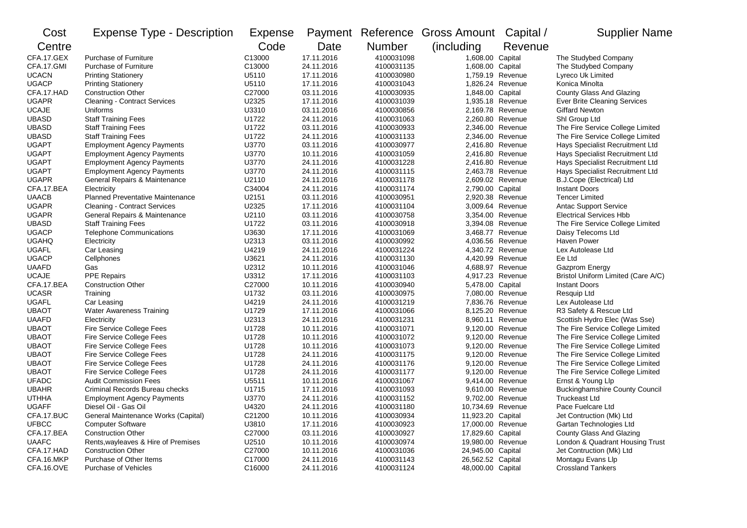| Cost Centre | Expense Type - Description | Expense Code | Payment Date | Reference Number | Gross Amount (including | Capital / Revenue | Supplier Name |
|---|---|---|---|---|---|---|---|
| CFA.17.GEX | Purchase of Furniture | C13000 | 17.11.2016 | 4100031098 | 1,608.00 | Capital | The Studybed Company |
| CFA.17.GMI | Purchase of Furniture | C13000 | 24.11.2016 | 4100031135 | 1,608.00 | Capital | The Studybed Company |
| UCACN | Printing Stationery | U5110 | 17.11.2016 | 4100030980 | 1,759.19 | Revenue | Lyreco Uk Limited |
| UGACP | Printing Stationery | U5110 | 17.11.2016 | 4100031043 | 1,826.24 | Revenue | Konica Minolta |
| CFA.17.HAD | Construction Other | C27000 | 03.11.2016 | 4100030935 | 1,848.00 | Capital | County Glass And Glazing |
| UGAPR | Cleaning - Contract Services | U2325 | 17.11.2016 | 4100031039 | 1,935.18 | Revenue | Ever Brite Cleaning Services |
| UCAJE | Uniforms | U3310 | 03.11.2016 | 4100030856 | 2,169.78 | Revenue | Giffard Newton |
| UBASD | Staff Training Fees | U1722 | 24.11.2016 | 4100031063 | 2,260.80 | Revenue | Shl Group Ltd |
| UBASD | Staff Training Fees | U1722 | 03.11.2016 | 4100030933 | 2,346.00 | Revenue | The Fire Service College Limited |
| UBASD | Staff Training Fees | U1722 | 24.11.2016 | 4100031133 | 2,346.00 | Revenue | The Fire Service College Limited |
| UGAPT | Employment Agency Payments | U3770 | 03.11.2016 | 4100030977 | 2,416.80 | Revenue | Hays Specialist Recruitment Ltd |
| UGAPT | Employment Agency Payments | U3770 | 10.11.2016 | 4100031059 | 2,416.80 | Revenue | Hays Specialist Recruitment Ltd |
| UGAPT | Employment Agency Payments | U3770 | 24.11.2016 | 4100031228 | 2,416.80 | Revenue | Hays Specialist Recruitment Ltd |
| UGAPT | Employment Agency Payments | U3770 | 24.11.2016 | 4100031115 | 2,463.78 | Revenue | Hays Specialist Recruitment Ltd |
| UGAPR | General Repairs & Maintenance | U2110 | 24.11.2016 | 4100031178 | 2,609.02 | Revenue | B.J.Cope (Electrical) Ltd |
| CFA.17.BEA | Electricity | C34004 | 24.11.2016 | 4100031174 | 2,790.00 | Capital | Instant Doors |
| UAACB | Planned Preventative Maintenance | U2151 | 03.11.2016 | 4100030951 | 2,920.38 | Revenue | Tencer Limited |
| UGAPR | Cleaning - Contract Services | U2325 | 17.11.2016 | 4100031104 | 3,009.64 | Revenue | Antac Support Service |
| UGAPR | General Repairs & Maintenance | U2110 | 03.11.2016 | 4100030758 | 3,354.00 | Revenue | Electrical Services Hbb |
| UBASD | Staff Training Fees | U1722 | 03.11.2016 | 4100030918 | 3,394.08 | Revenue | The Fire Service College Limited |
| UGACP | Telephone Communications | U3630 | 17.11.2016 | 4100031069 | 3,468.77 | Revenue | Daisy Telecoms Ltd |
| UGAHQ | Electricity | U2313 | 03.11.2016 | 4100030992 | 4,036.56 | Revenue | Haven Power |
| UGAFL | Car Leasing | U4219 | 24.11.2016 | 4100031224 | 4,340.72 | Revenue | Lex Autolease Ltd |
| UGACP | Cellphones | U3621 | 24.11.2016 | 4100031130 | 4,420.99 | Revenue | Ee Ltd |
| UAAFD | Gas | U2312 | 10.11.2016 | 4100031046 | 4,688.97 | Revenue | Gazprom Energy |
| UCAJE | PPE Repairs | U3312 | 17.11.2016 | 4100031103 | 4,917.23 | Revenue | Bristol Uniform Limited (Care A/C) |
| CFA.17.BEA | Construction Other | C27000 | 10.11.2016 | 4100030940 | 5,478.00 | Capital | Instant Doors |
| UCASR | Training | U1732 | 03.11.2016 | 4100030975 | 7,080.00 | Revenue | Resquip Ltd |
| UGAFL | Car Leasing | U4219 | 24.11.2016 | 4100031219 | 7,836.76 | Revenue | Lex Autolease Ltd |
| UBAOT | Water Awareness Training | U1729 | 17.11.2016 | 4100031066 | 8,125.20 | Revenue | R3 Safety & Rescue Ltd |
| UAAFD | Electricity | U2313 | 24.11.2016 | 4100031231 | 8,960.11 | Revenue | Scottish Hydro Elec (Was Sse) |
| UBAOT | Fire Service College Fees | U1728 | 10.11.2016 | 4100031071 | 9,120.00 | Revenue | The Fire Service College Limited |
| UBAOT | Fire Service College Fees | U1728 | 10.11.2016 | 4100031072 | 9,120.00 | Revenue | The Fire Service College Limited |
| UBAOT | Fire Service College Fees | U1728 | 10.11.2016 | 4100031073 | 9,120.00 | Revenue | The Fire Service College Limited |
| UBAOT | Fire Service College Fees | U1728 | 24.11.2016 | 4100031175 | 9,120.00 | Revenue | The Fire Service College Limited |
| UBAOT | Fire Service College Fees | U1728 | 24.11.2016 | 4100031176 | 9,120.00 | Revenue | The Fire Service College Limited |
| UBAOT | Fire Service College Fees | U1728 | 24.11.2016 | 4100031177 | 9,120.00 | Revenue | The Fire Service College Limited |
| UFADC | Audit Commission Fees | U5511 | 10.11.2016 | 4100031067 | 9,414.00 | Revenue | Ernst & Young Llp |
| UBAHR | Criminal Records Bureau checks | U1715 | 17.11.2016 | 4100031093 | 9,610.00 | Revenue | Buckinghamshire County Council |
| UTHHA | Employment Agency Payments | U3770 | 24.11.2016 | 4100031152 | 9,702.00 | Revenue | Truckeast Ltd |
| UGAFF | Diesel Oil - Gas Oil | U4320 | 24.11.2016 | 4100031180 | 10,734.69 | Revenue | Pace Fuelcare Ltd |
| CFA.17.BUC | General Maintenance Works (Capital) | C21200 | 10.11.2016 | 4100030934 | 11,923.20 | Capital | Jet Contruction (Mk) Ltd |
| UFBCC | Computer Software | U3810 | 17.11.2016 | 4100030923 | 17,000.00 | Revenue | Gartan Technologies Ltd |
| CFA.17.BEA | Construction Other | C27000 | 03.11.2016 | 4100030927 | 17,829.60 | Capital | County Glass And Glazing |
| UAAFC | Rents,wayleaves & Hire of Premises | U2510 | 10.11.2016 | 4100030974 | 19,980.00 | Revenue | London & Quadrant Housing Trust |
| CFA.17.HAD | Construction Other | C27000 | 10.11.2016 | 4100031036 | 24,945.00 | Capital | Jet Contruction (Mk) Ltd |
| CFA.16.MKP | Purchase of Other Items | C17000 | 24.11.2016 | 4100031143 | 26,562.52 | Capital | Montagu Evans Llp |
| CFA.16.OVE | Purchase of Vehicles | C16000 | 24.11.2016 | 4100031124 | 48,000.00 | Capital | Crossland Tankers |